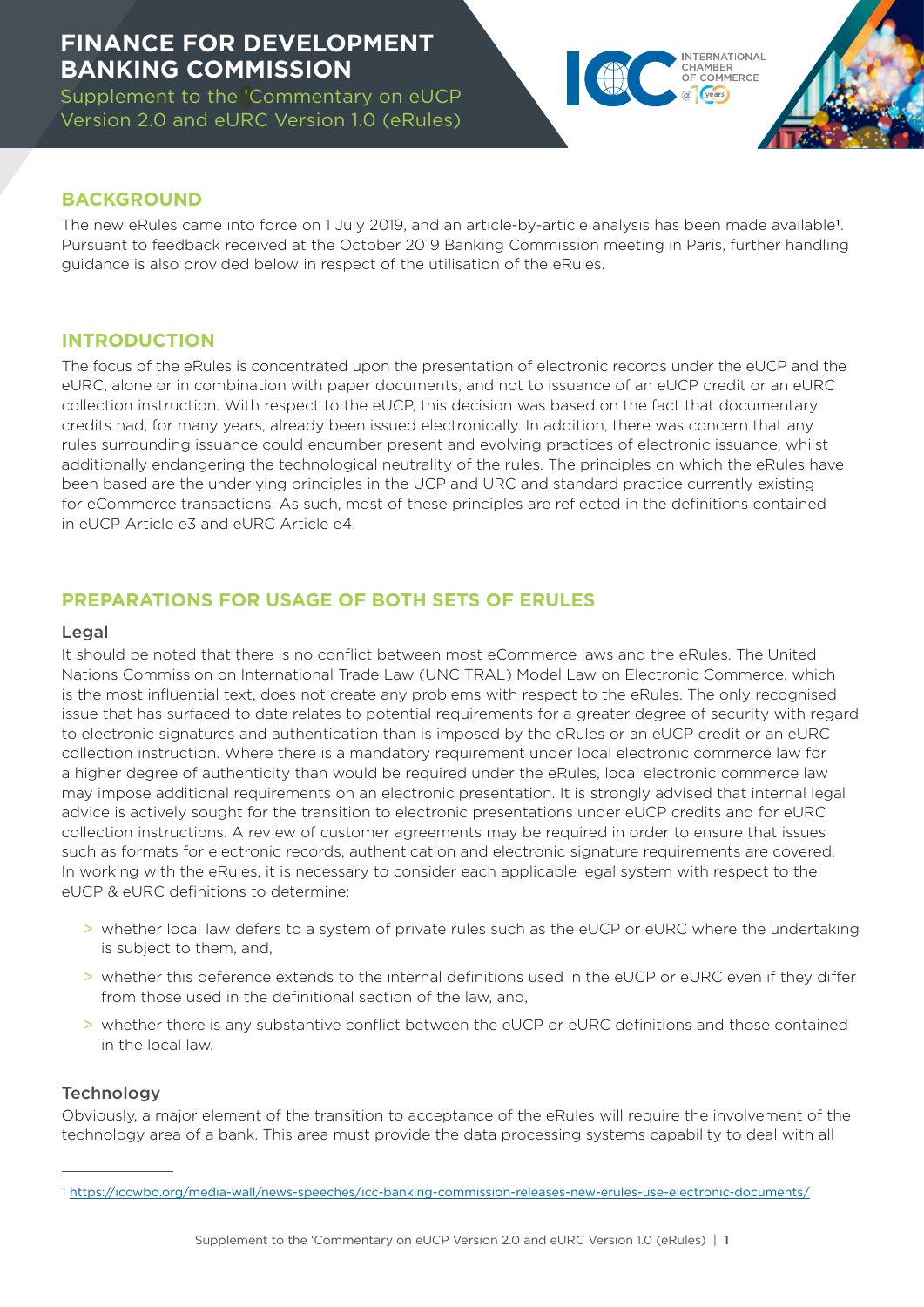# FINANCE FOR DEVELOPMENT BANKING COMMISSION

Supplement to the 'Commentary on eUCP Version 2.0 and eURC Version 1.0 (eRules)

## BACKGROUND

The new eRules came into force on 1 July 2019, and an article-by-article analysis has been made available[1]. Pursuant to feedback received at the October 2019 Banking Commission meeting in Paris, further handling guidance is also provided below in respect of the utilisation of the eRules.

## INTRODUCTION

The focus of the eRules is concentrated upon the presentation of electronic records under the eUCP and the eURC, alone or in combination with paper documents, and not to issuance of an eUCP credit or an eURC collection instruction. With respect to the eUCP, this decision was based on the fact that documentary credits had, for many years, already been issued electronically. In addition, there was concern that any rules surrounding issuance could encumber present and evolving practices of electronic issuance, whilst additionally endangering the technological neutrality of the rules. The principles on which the eRules have been based are the underlying principles in the UCP and URC and standard practice currently existing for eCommerce transactions. As such, most of these principles are reflected in the definitions contained in eUCP Article e3 and eURC Article e4.

## PREPARATIONS FOR USAGE OF BOTH SETS OF ERULES

### Legal

It should be noted that there is no conflict between most eCommerce laws and the eRules. The United Nations Commission on International Trade Law (UNCITRAL) Model Law on Electronic Commerce, which is the most influential text, does not create any problems with respect to the eRules. The only recognised issue that has surfaced to date relates to potential requirements for a greater degree of security with regard to electronic signatures and authentication than is imposed by the eRules or an eUCP credit or an eURC collection instruction. Where there is a mandatory requirement under local electronic commerce law for a higher degree of authenticity than would be required under the eRules, local electronic commerce law may impose additional requirements on an electronic presentation. It is strongly advised that internal legal advice is actively sought for the transition to electronic presentations under eUCP credits and for eURC collection instructions. A review of customer agreements may be required in order to ensure that issues such as formats for electronic records, authentication and electronic signature requirements are covered. In working with the eRules, it is necessary to consider each applicable legal system with respect to the eUCP & eURC definitions to determine:

- whether local law defers to a system of private rules such as the eUCP or eURC where the undertaking is subject to them, and,
- whether this deference extends to the internal definitions used in the eUCP or eURC even if they differ from those used in the definitional section of the law, and,
- whether there is any substantive conflict between the eUCP or eURC definitions and those contained in the local law.

### Technology

Obviously, a major element of the transition to acceptance of the eRules will require the involvement of the technology area of a bank. This area must provide the data processing systems capability to deal with all

---

[1] https://iccwbo.org/media-wall/news-speeches/icc-banking-commission-releases-new-erules-use-electronic-documents/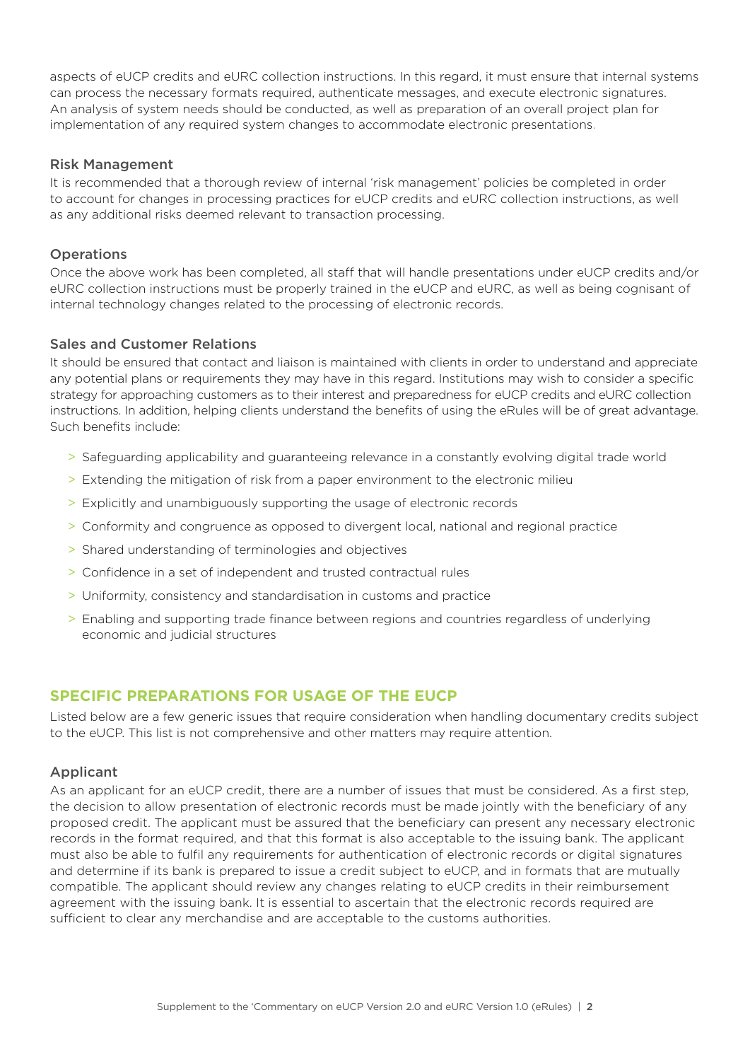aspects of eUCP credits and eURC collection instructions. In this regard, it must ensure that internal systems can process the necessary formats required, authenticate messages, and execute electronic signatures. An analysis of system needs should be conducted, as well as preparation of an overall project plan for implementation of any required system changes to accommodate electronic presentations.

### Risk Management

It is recommended that a thorough review of internal 'risk management' policies be completed in order to account for changes in processing practices for eUCP credits and eURC collection instructions, as well as any additional risks deemed relevant to transaction processing.

### Operations

Once the above work has been completed, all staff that will handle presentations under eUCP credits and/or eURC collection instructions must be properly trained in the eUCP and eURC, as well as being cognisant of internal technology changes related to the processing of electronic records.

### Sales and Customer Relations

It should be ensured that contact and liaison is maintained with clients in order to understand and appreciate any potential plans or requirements they may have in this regard. Institutions may wish to consider a specific strategy for approaching customers as to their interest and preparedness for eUCP credits and eURC collection instructions. In addition, helping clients understand the benefits of using the eRules will be of great advantage. Such benefits include:

- Safeguarding applicability and guaranteeing relevance in a constantly evolving digital trade world
- Extending the mitigation of risk from a paper environment to the electronic milieu
- Explicitly and unambiguously supporting the usage of electronic records
- Conformity and congruence as opposed to divergent local, national and regional practice
- Shared understanding of terminologies and objectives
- Confidence in a set of independent and trusted contractual rules
- Uniformity, consistency and standardisation in customs and practice
- Enabling and supporting trade finance between regions and countries regardless of underlying economic and judicial structures

## SPECIFIC PREPARATIONS FOR USAGE OF THE EUCP

Listed below are a few generic issues that require consideration when handling documentary credits subject to the eUCP. This list is not comprehensive and other matters may require attention.

### Applicant

As an applicant for an eUCP credit, there are a number of issues that must be considered. As a first step, the decision to allow presentation of electronic records must be made jointly with the beneficiary of any proposed credit. The applicant must be assured that the beneficiary can present any necessary electronic records in the format required, and that this format is also acceptable to the issuing bank. The applicant must also be able to fulfil any requirements for authentication of electronic records or digital signatures and determine if its bank is prepared to issue a credit subject to eUCP, and in formats that are mutually compatible. The applicant should review any changes relating to eUCP credits in their reimbursement agreement with the issuing bank. It is essential to ascertain that the electronic records required are sufficient to clear any merchandise and are acceptable to the customs authorities.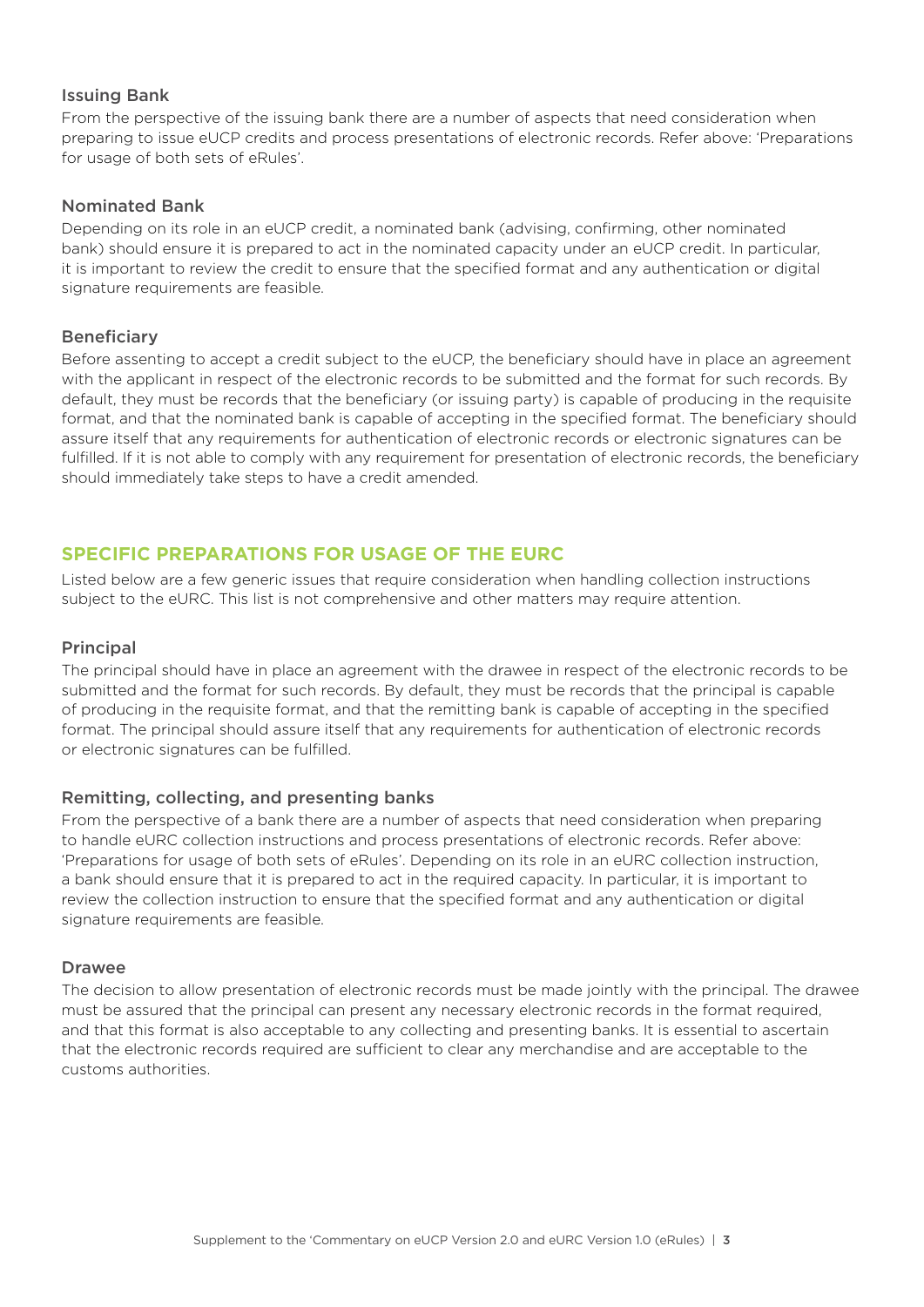### Issuing Bank

From the perspective of the issuing bank there are a number of aspects that need consideration when preparing to issue eUCP credits and process presentations of electronic records. Refer above: 'Preparations for usage of both sets of eRules'.

### Nominated Bank

Depending on its role in an eUCP credit, a nominated bank (advising, confirming, other nominated bank) should ensure it is prepared to act in the nominated capacity under an eUCP credit. In particular, it is important to review the credit to ensure that the specified format and any authentication or digital signature requirements are feasible.

### Beneficiary

Before assenting to accept a credit subject to the eUCP, the beneficiary should have in place an agreement with the applicant in respect of the electronic records to be submitted and the format for such records. By default, they must be records that the beneficiary (or issuing party) is capable of producing in the requisite format, and that the nominated bank is capable of accepting in the specified format. The beneficiary should assure itself that any requirements for authentication of electronic records or electronic signatures can be fulfilled. If it is not able to comply with any requirement for presentation of electronic records, the beneficiary should immediately take steps to have a credit amended.

## SPECIFIC PREPARATIONS FOR USAGE OF THE EURC

Listed below are a few generic issues that require consideration when handling collection instructions subject to the eURC. This list is not comprehensive and other matters may require attention.

### Principal

The principal should have in place an agreement with the drawee in respect of the electronic records to be submitted and the format for such records. By default, they must be records that the principal is capable of producing in the requisite format, and that the remitting bank is capable of accepting in the specified format. The principal should assure itself that any requirements for authentication of electronic records or electronic signatures can be fulfilled.

### Remitting, collecting, and presenting banks

From the perspective of a bank there are a number of aspects that need consideration when preparing to handle eURC collection instructions and process presentations of electronic records. Refer above: 'Preparations for usage of both sets of eRules'. Depending on its role in an eURC collection instruction, a bank should ensure that it is prepared to act in the required capacity. In particular, it is important to review the collection instruction to ensure that the specified format and any authentication or digital signature requirements are feasible.

### Drawee

The decision to allow presentation of electronic records must be made jointly with the principal. The drawee must be assured that the principal can present any necessary electronic records in the format required, and that this format is also acceptable to any collecting and presenting banks. It is essential to ascertain that the electronic records required are sufficient to clear any merchandise and are acceptable to the customs authorities.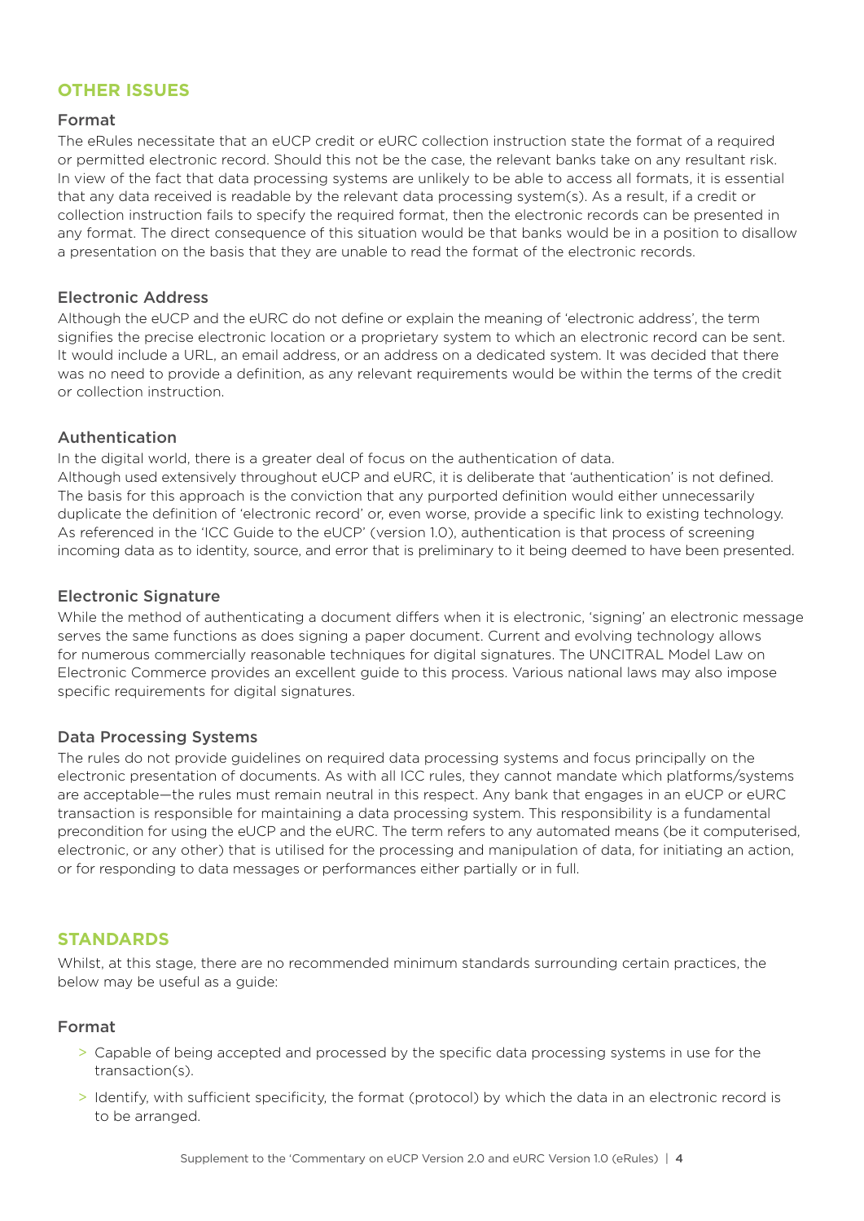## OTHER ISSUES

### Format

The eRules necessitate that an eUCP credit or eURC collection instruction state the format of a required or permitted electronic record. Should this not be the case, the relevant banks take on any resultant risk. In view of the fact that data processing systems are unlikely to be able to access all formats, it is essential that any data received is readable by the relevant data processing system(s). As a result, if a credit or collection instruction fails to specify the required format, then the electronic records can be presented in any format. The direct consequence of this situation would be that banks would be in a position to disallow a presentation on the basis that they are unable to read the format of the electronic records.

### Electronic Address

Although the eUCP and the eURC do not define or explain the meaning of 'electronic address', the term signifies the precise electronic location or a proprietary system to which an electronic record can be sent. It would include a URL, an email address, or an address on a dedicated system. It was decided that there was no need to provide a definition, as any relevant requirements would be within the terms of the credit or collection instruction.

### Authentication

In the digital world, there is a greater deal of focus on the authentication of data.
Although used extensively throughout eUCP and eURC, it is deliberate that 'authentication' is not defined. The basis for this approach is the conviction that any purported definition would either unnecessarily duplicate the definition of 'electronic record' or, even worse, provide a specific link to existing technology. As referenced in the 'ICC Guide to the eUCP' (version 1.0), authentication is that process of screening incoming data as to identity, source, and error that is preliminary to it being deemed to have been presented.

### Electronic Signature

While the method of authenticating a document differs when it is electronic, 'signing' an electronic message serves the same functions as does signing a paper document. Current and evolving technology allows for numerous commercially reasonable techniques for digital signatures. The UNCITRAL Model Law on Electronic Commerce provides an excellent guide to this process. Various national laws may also impose specific requirements for digital signatures.

### Data Processing Systems

The rules do not provide guidelines on required data processing systems and focus principally on the electronic presentation of documents. As with all ICC rules, they cannot mandate which platforms/systems are acceptable—the rules must remain neutral in this respect. Any bank that engages in an eUCP or eURC transaction is responsible for maintaining a data processing system. This responsibility is a fundamental precondition for using the eUCP and the eURC. The term refers to any automated means (be it computerised, electronic, or any other) that is utilised for the processing and manipulation of data, for initiating an action, or for responding to data messages or performances either partially or in full.

## STANDARDS

Whilst, at this stage, there are no recommended minimum standards surrounding certain practices, the below may be useful as a guide:

### Format

- Capable of being accepted and processed by the specific data processing systems in use for the transaction(s).
- Identify, with sufficient specificity, the format (protocol) by which the data in an electronic record is to be arranged.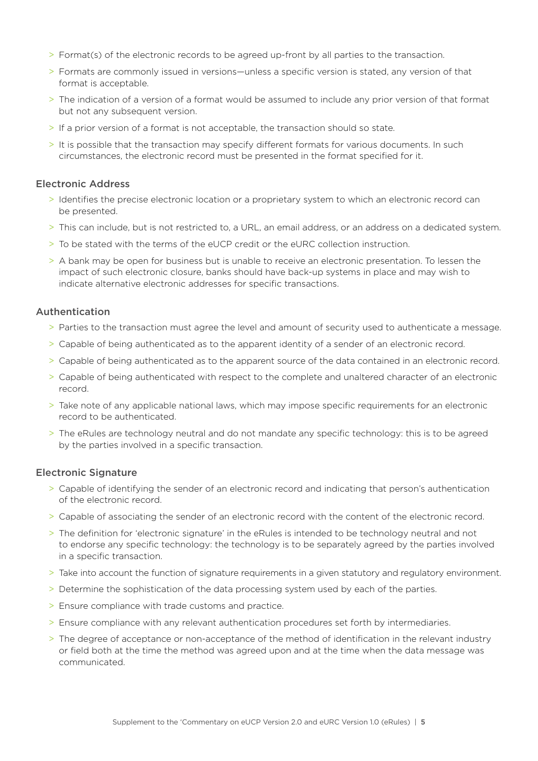- Format(s) of the electronic records to be agreed up-front by all parties to the transaction.
- Formats are commonly issued in versions—unless a specific version is stated, any version of that format is acceptable.
- The indication of a version of a format would be assumed to include any prior version of that format but not any subsequent version.
- If a prior version of a format is not acceptable, the transaction should so state.
- It is possible that the transaction may specify different formats for various documents. In such circumstances, the electronic record must be presented in the format specified for it.

### Electronic Address

- Identifies the precise electronic location or a proprietary system to which an electronic record can be presented.
- This can include, but is not restricted to, a URL, an email address, or an address on a dedicated system.
- To be stated with the terms of the eUCP credit or the eURC collection instruction.
- A bank may be open for business but is unable to receive an electronic presentation. To lessen the impact of such electronic closure, banks should have back-up systems in place and may wish to indicate alternative electronic addresses for specific transactions.

### Authentication

- Parties to the transaction must agree the level and amount of security used to authenticate a message.
- Capable of being authenticated as to the apparent identity of a sender of an electronic record.
- Capable of being authenticated as to the apparent source of the data contained in an electronic record.
- Capable of being authenticated with respect to the complete and unaltered character of an electronic record.
- Take note of any applicable national laws, which may impose specific requirements for an electronic record to be authenticated.
- The eRules are technology neutral and do not mandate any specific technology: this is to be agreed by the parties involved in a specific transaction.

### Electronic Signature

- Capable of identifying the sender of an electronic record and indicating that person's authentication of the electronic record.
- Capable of associating the sender of an electronic record with the content of the electronic record.
- The definition for 'electronic signature' in the eRules is intended to be technology neutral and not to endorse any specific technology: the technology is to be separately agreed by the parties involved in a specific transaction.
- Take into account the function of signature requirements in a given statutory and regulatory environment.
- Determine the sophistication of the data processing system used by each of the parties.
- Ensure compliance with trade customs and practice.
- Ensure compliance with any relevant authentication procedures set forth by intermediaries.
- The degree of acceptance or non-acceptance of the method of identification in the relevant industry or field both at the time the method was agreed upon and at the time when the data message was communicated.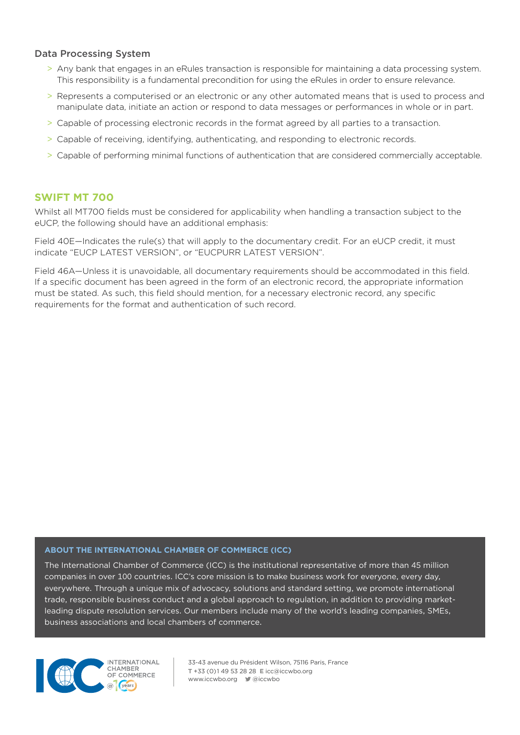### Data Processing System

- Any bank that engages in an eRules transaction is responsible for maintaining a data processing system. This responsibility is a fundamental precondition for using the eRules in order to ensure relevance.
- Represents a computerised or an electronic or any other automated means that is used to process and manipulate data, initiate an action or respond to data messages or performances in whole or in part.
- Capable of processing electronic records in the format agreed by all parties to a transaction.
- Capable of receiving, identifying, authenticating, and responding to electronic records.
- Capable of performing minimal functions of authentication that are considered commercially acceptable.

## SWIFT MT 700

Whilst all MT700 fields must be considered for applicability when handling a transaction subject to the eUCP, the following should have an additional emphasis:

Field 40E—Indicates the rule(s) that will apply to the documentary credit. For an eUCP credit, it must indicate "EUCP LATEST VERSION", or "EUCPURR LATEST VERSION".

Field 46A—Unless it is unavoidable, all documentary requirements should be accommodated in this field. If a specific document has been agreed in the form of an electronic record, the appropriate information must be stated. As such, this field should mention, for a necessary electronic record, any specific requirements for the format and authentication of such record.

**ABOUT THE INTERNATIONAL CHAMBER OF COMMERCE (ICC)**

The International Chamber of Commerce (ICC) is the institutional representative of more than 45 million companies in over 100 countries. ICC's core mission is to make business work for everyone, every day, everywhere. Through a unique mix of advocacy, solutions and standard setting, we promote international trade, responsible business conduct and a global approach to regulation, in addition to providing market-leading dispute resolution services. Our members include many of the world's leading companies, SMEs, business associations and local chambers of commerce.

INTERNATIONAL CHAMBER OF COMMERCE @100 years

33-43 avenue du Président Wilson, 75116 Paris, France
T +33 (0)1 49 53 28 28 E icc@iccwbo.org
www.iccwbo.org @iccwbo